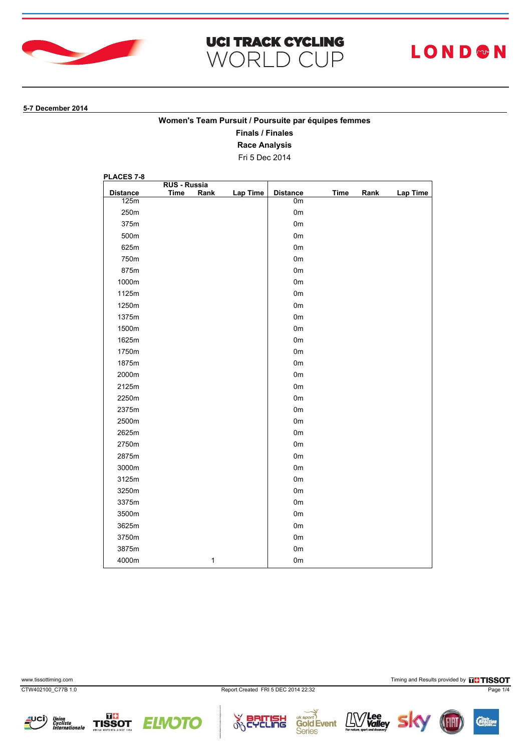# UCI TRACK CYCLING WORLD CUP

LONDON

**5-7 December 2014**

**Women's Team Pursuit / Poursuite par équipes femmes**

**Finals / Finales**

**Race Analysis**

Fri 5 Dec 2014

**PLACES 7-8**

| | RUS - Russia | | | | | | |
|---|---|---|---|---|---|---|---|
| **Distance** | **Time** | **Rank** | **Lap Time** | **Distance** | **Time** | **Rank** | **Lap Time** |
| 125m | | | | 0m | | | |
| 250m | | | | 0m | | | |
| 375m | | | | 0m | | | |
| 500m | | | | 0m | | | |
| 625m | | | | 0m | | | |
| 750m | | | | 0m | | | |
| 875m | | | | 0m | | | |
| 1000m | | | | 0m | | | |
| 1125m | | | | 0m | | | |
| 1250m | | | | 0m | | | |
| 1375m | | | | 0m | | | |
| 1500m | | | | 0m | | | |
| 1625m | | | | 0m | | | |
| 1750m | | | | 0m | | | |
| 1875m | | | | 0m | | | |
| 2000m | | | | 0m | | | |
| 2125m | | | | 0m | | | |
| 2250m | | | | 0m | | | |
| 2375m | | | | 0m | | | |
| 2500m | | | | 0m | | | |
| 2625m | | | | 0m | | | |
| 2750m | | | | 0m | | | |
| 2875m | | | | 0m | | | |
| 3000m | | | | 0m | | | |
| 3125m | | | | 0m | | | |
| 3250m | | | | 0m | | | |
| 3375m | | | | 0m | | | |
| 3500m | | | | 0m | | | |
| 3625m | | | | 0m | | | |
| 3750m | | | | 0m | | | |
| 3875m | | | | 0m | | | |
| 4000m | | 1 | | 0m | | | |

www.tissottiming.com

CTW402100_C77B 1.0

Report Created FRI 5 DEC 2014 22:32

Timing and Results provided by TISSOT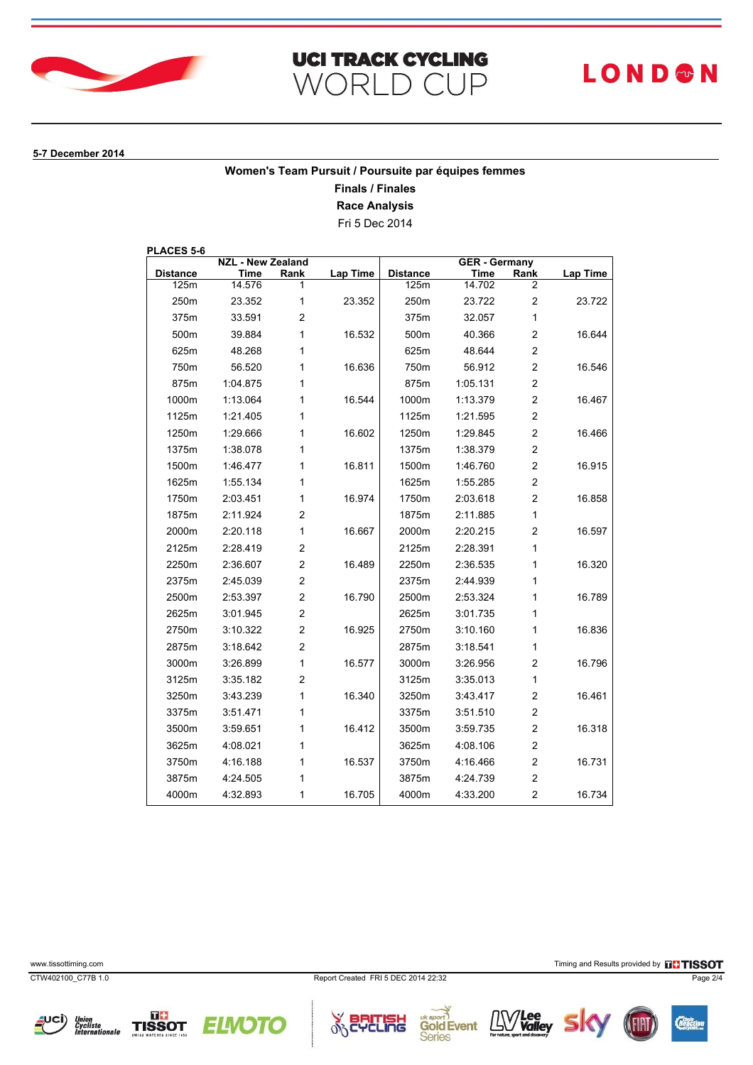# UCI TRACK CYCLING WORLD CUP

LONDON

**5-7 December 2014**

**Women's Team Pursuit / Poursuite par équipes femmes**

**Finals / Finales**

**Race Analysis**

Fri 5 Dec 2014

**PLACES 5-6**

| | NZL - New Zealand | | | | GER - Germany | | |
|---|---|---|---|---|---|---|---|
| Distance | Time | Rank | Lap Time | Distance | Time | Rank | Lap Time |
| 125m | 14.576 | 1 | | 125m | 14.702 | 2 | |
| 250m | 23.352 | 1 | 23.352 | 250m | 23.722 | 2 | 23.722 |
| 375m | 33.591 | 2 | | 375m | 32.057 | 1 | |
| 500m | 39.884 | 1 | 16.532 | 500m | 40.366 | 2 | 16.644 |
| 625m | 48.268 | 1 | | 625m | 48.644 | 2 | |
| 750m | 56.520 | 1 | 16.636 | 750m | 56.912 | 2 | 16.546 |
| 875m | 1:04.875 | 1 | | 875m | 1:05.131 | 2 | |
| 1000m | 1:13.064 | 1 | 16.544 | 1000m | 1:13.379 | 2 | 16.467 |
| 1125m | 1:21.405 | 1 | | 1125m | 1:21.595 | 2 | |
| 1250m | 1:29.666 | 1 | 16.602 | 1250m | 1:29.845 | 2 | 16.466 |
| 1375m | 1:38.078 | 1 | | 1375m | 1:38.379 | 2 | |
| 1500m | 1:46.477 | 1 | 16.811 | 1500m | 1:46.760 | 2 | 16.915 |
| 1625m | 1:55.134 | 1 | | 1625m | 1:55.285 | 2 | |
| 1750m | 2:03.451 | 1 | 16.974 | 1750m | 2:03.618 | 2 | 16.858 |
| 1875m | 2:11.924 | 2 | | 1875m | 2:11.885 | 1 | |
| 2000m | 2:20.118 | 1 | 16.667 | 2000m | 2:20.215 | 2 | 16.597 |
| 2125m | 2:28.419 | 2 | | 2125m | 2:28.391 | 1 | |
| 2250m | 2:36.607 | 2 | 16.489 | 2250m | 2:36.535 | 1 | 16.320 |
| 2375m | 2:45.039 | 2 | | 2375m | 2:44.939 | 1 | |
| 2500m | 2:53.397 | 2 | 16.790 | 2500m | 2:53.324 | 1 | 16.789 |
| 2625m | 3:01.945 | 2 | | 2625m | 3:01.735 | 1 | |
| 2750m | 3:10.322 | 2 | 16.925 | 2750m | 3:10.160 | 1 | 16.836 |
| 2875m | 3:18.642 | 2 | | 2875m | 3:18.541 | 1 | |
| 3000m | 3:26.899 | 1 | 16.577 | 3000m | 3:26.956 | 2 | 16.796 |
| 3125m | 3:35.182 | 2 | | 3125m | 3:35.013 | 1 | |
| 3250m | 3:43.239 | 1 | 16.340 | 3250m | 3:43.417 | 2 | 16.461 |
| 3375m | 3:51.471 | 1 | | 3375m | 3:51.510 | 2 | |
| 3500m | 3:59.651 | 1 | 16.412 | 3500m | 3:59.735 | 2 | 16.318 |
| 3625m | 4:08.021 | 1 | | 3625m | 4:08.106 | 2 | |
| 3750m | 4:16.188 | 1 | 16.537 | 3750m | 4:16.466 | 2 | 16.731 |
| 3875m | 4:24.505 | 1 | | 3875m | 4:24.739 | 2 | |
| 4000m | 4:32.893 | 1 | 16.705 | 4000m | 4:33.200 | 2 | 16.734 |

www.tissottiming.com

Timing and Results provided by TISSOT

CTW402100_C77B 1.0

Report Created FRI 5 DEC 2014 22:32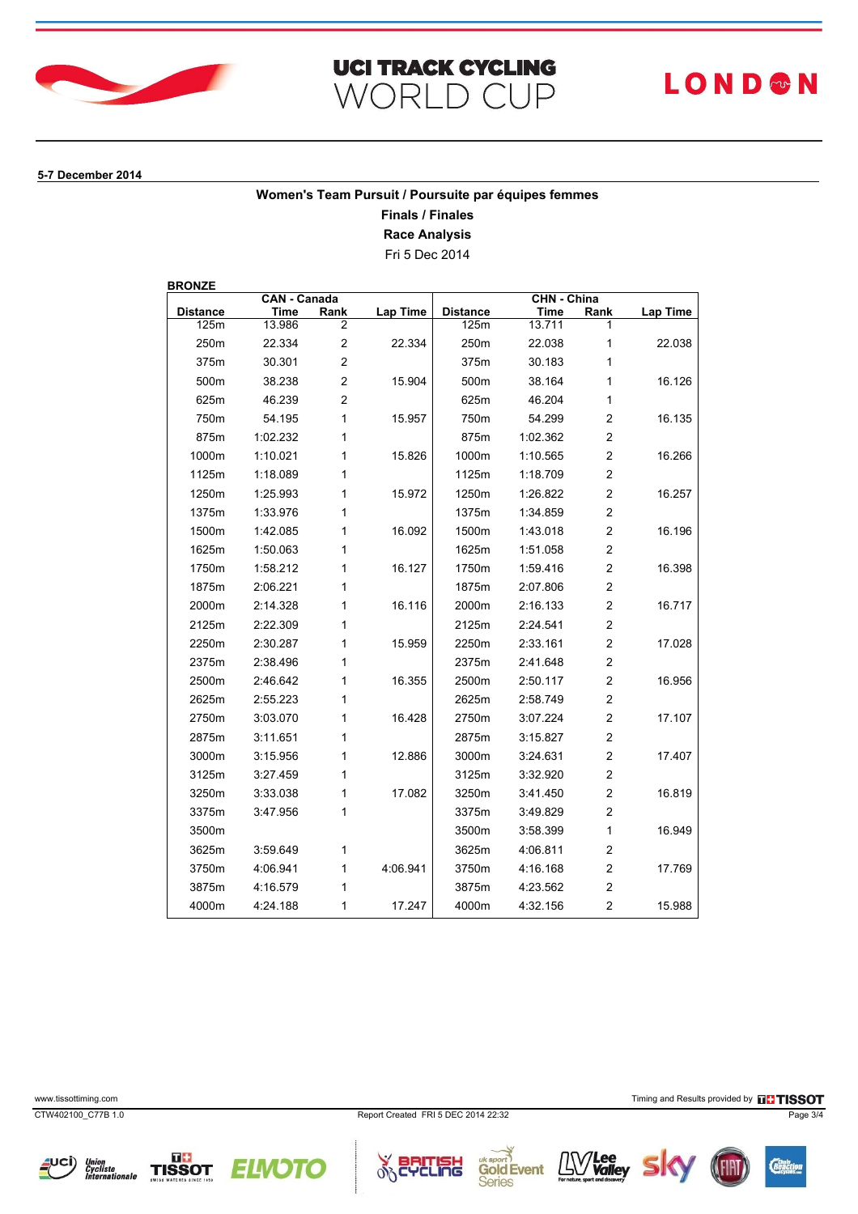# UCI TRACK CYCLING WORLD CUP

LONDON

**5-7 December 2014**

**Women's Team Pursuit / Poursuite par équipes femmes**

**Finals / Finales**

**Race Analysis**

Fri 5 Dec 2014

**BRONZE**

| CAN - Canada | | | | CHN - China | | | |
|---|---|---|---|---|---|---|---|
| Distance | Time | Rank | Lap Time | Distance | Time | Rank | Lap Time |
| 125m | 13.986 | 2 | | 125m | 13.711 | 1 | |
| 250m | 22.334 | 2 | 22.334 | 250m | 22.038 | 1 | 22.038 |
| 375m | 30.301 | 2 | | 375m | 30.183 | 1 | |
| 500m | 38.238 | 2 | 15.904 | 500m | 38.164 | 1 | 16.126 |
| 625m | 46.239 | 2 | | 625m | 46.204 | 1 | |
| 750m | 54.195 | 1 | 15.957 | 750m | 54.299 | 2 | 16.135 |
| 875m | 1:02.232 | 1 | | 875m | 1:02.362 | 2 | |
| 1000m | 1:10.021 | 1 | 15.826 | 1000m | 1:10.565 | 2 | 16.266 |
| 1125m | 1:18.089 | 1 | | 1125m | 1:18.709 | 2 | |
| 1250m | 1:25.993 | 1 | 15.972 | 1250m | 1:26.822 | 2 | 16.257 |
| 1375m | 1:33.976 | 1 | | 1375m | 1:34.859 | 2 | |
| 1500m | 1:42.085 | 1 | 16.092 | 1500m | 1:43.018 | 2 | 16.196 |
| 1625m | 1:50.063 | 1 | | 1625m | 1:51.058 | 2 | |
| 1750m | 1:58.212 | 1 | 16.127 | 1750m | 1:59.416 | 2 | 16.398 |
| 1875m | 2:06.221 | 1 | | 1875m | 2:07.806 | 2 | |
| 2000m | 2:14.328 | 1 | 16.116 | 2000m | 2:16.133 | 2 | 16.717 |
| 2125m | 2:22.309 | 1 | | 2125m | 2:24.541 | 2 | |
| 2250m | 2:30.287 | 1 | 15.959 | 2250m | 2:33.161 | 2 | 17.028 |
| 2375m | 2:38.496 | 1 | | 2375m | 2:41.648 | 2 | |
| 2500m | 2:46.642 | 1 | 16.355 | 2500m | 2:50.117 | 2 | 16.956 |
| 2625m | 2:55.223 | 1 | | 2625m | 2:58.749 | 2 | |
| 2750m | 3:03.070 | 1 | 16.428 | 2750m | 3:07.224 | 2 | 17.107 |
| 2875m | 3:11.651 | 1 | | 2875m | 3:15.827 | 2 | |
| 3000m | 3:15.956 | 1 | 12.886 | 3000m | 3:24.631 | 2 | 17.407 |
| 3125m | 3:27.459 | 1 | | 3125m | 3:32.920 | 2 | |
| 3250m | 3:33.038 | 1 | 17.082 | 3250m | 3:41.450 | 2 | 16.819 |
| 3375m | 3:47.956 | 1 | | 3375m | 3:49.829 | 2 | |
| 3500m | | | | 3500m | 3:58.399 | 1 | 16.949 |
| 3625m | 3:59.649 | 1 | | 3625m | 4:06.811 | 2 | |
| 3750m | 4:06.941 | 1 | 4:06.941 | 3750m | 4:16.168 | 2 | 17.769 |
| 3875m | 4:16.579 | 1 | | 3875m | 4:23.562 | 2 | |
| 4000m | 4:24.188 | 1 | 17.247 | 4000m | 4:32.156 | 2 | 15.988 |

www.tissottiming.com

Timing and Results provided by TISSOT

CTW402100_C77B 1.0

Report Created FRI 5 DEC 2014 22:32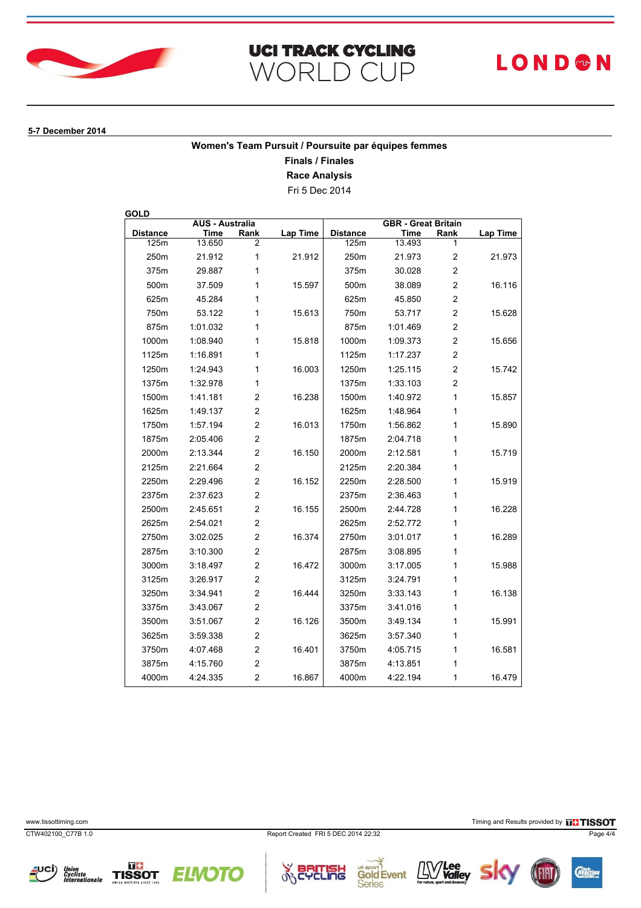# UCI TRACK CYCLING WORLD CUP

LONDON

**5-7 December 2014**

## Women's Team Pursuit / Poursuite par équipes femmes

### Finals / Finales

### Race Analysis

Fri 5 Dec 2014

**GOLD**

| AUS - Australia | | | | GBR - Great Britain | | | |
|---|---|---|---|---|---|---|---|
| Distance | Time | Rank | Lap Time | Distance | Time | Rank | Lap Time |
| 125m | 13.650 | 2 | | 125m | 13.493 | 1 | |
| 250m | 21.912 | 1 | 21.912 | 250m | 21.973 | 2 | 21.973 |
| 375m | 29.887 | 1 | | 375m | 30.028 | 2 | |
| 500m | 37.509 | 1 | 15.597 | 500m | 38.089 | 2 | 16.116 |
| 625m | 45.284 | 1 | | 625m | 45.850 | 2 | |
| 750m | 53.122 | 1 | 15.613 | 750m | 53.717 | 2 | 15.628 |
| 875m | 1:01.032 | 1 | | 875m | 1:01.469 | 2 | |
| 1000m | 1:08.940 | 1 | 15.818 | 1000m | 1:09.373 | 2 | 15.656 |
| 1125m | 1:16.891 | 1 | | 1125m | 1:17.237 | 2 | |
| 1250m | 1:24.943 | 1 | 16.003 | 1250m | 1:25.115 | 2 | 15.742 |
| 1375m | 1:32.978 | 1 | | 1375m | 1:33.103 | 2 | |
| 1500m | 1:41.181 | 2 | 16.238 | 1500m | 1:40.972 | 1 | 15.857 |
| 1625m | 1:49.137 | 2 | | 1625m | 1:48.964 | 1 | |
| 1750m | 1:57.194 | 2 | 16.013 | 1750m | 1:56.862 | 1 | 15.890 |
| 1875m | 2:05.406 | 2 | | 1875m | 2:04.718 | 1 | |
| 2000m | 2:13.344 | 2 | 16.150 | 2000m | 2:12.581 | 1 | 15.719 |
| 2125m | 2:21.664 | 2 | | 2125m | 2:20.384 | 1 | |
| 2250m | 2:29.496 | 2 | 16.152 | 2250m | 2:28.500 | 1 | 15.919 |
| 2375m | 2:37.623 | 2 | | 2375m | 2:36.463 | 1 | |
| 2500m | 2:45.651 | 2 | 16.155 | 2500m | 2:44.728 | 1 | 16.228 |
| 2625m | 2:54.021 | 2 | | 2625m | 2:52.772 | 1 | |
| 2750m | 3:02.025 | 2 | 16.374 | 2750m | 3:01.017 | 1 | 16.289 |
| 2875m | 3:10.300 | 2 | | 2875m | 3:08.895 | 1 | |
| 3000m | 3:18.497 | 2 | 16.472 | 3000m | 3:17.005 | 1 | 15.988 |
| 3125m | 3:26.917 | 2 | | 3125m | 3:24.791 | 1 | |
| 3250m | 3:34.941 | 2 | 16.444 | 3250m | 3:33.143 | 1 | 16.138 |
| 3375m | 3:43.067 | 2 | | 3375m | 3:41.016 | 1 | |
| 3500m | 3:51.067 | 2 | 16.126 | 3500m | 3:49.134 | 1 | 15.991 |
| 3625m | 3:59.338 | 2 | | 3625m | 3:57.340 | 1 | |
| 3750m | 4:07.468 | 2 | 16.401 | 3750m | 4:05.715 | 1 | 16.581 |
| 3875m | 4:15.760 | 2 | | 3875m | 4:13.851 | 1 | |
| 4000m | 4:24.335 | 2 | 16.867 | 4000m | 4:22.194 | 1 | 16.479 |

www.tissottiming.com

Timing and Results provided by TISSOT

CTW402100_C77B 1.0

Report Created FRI 5 DEC 2014 22:32